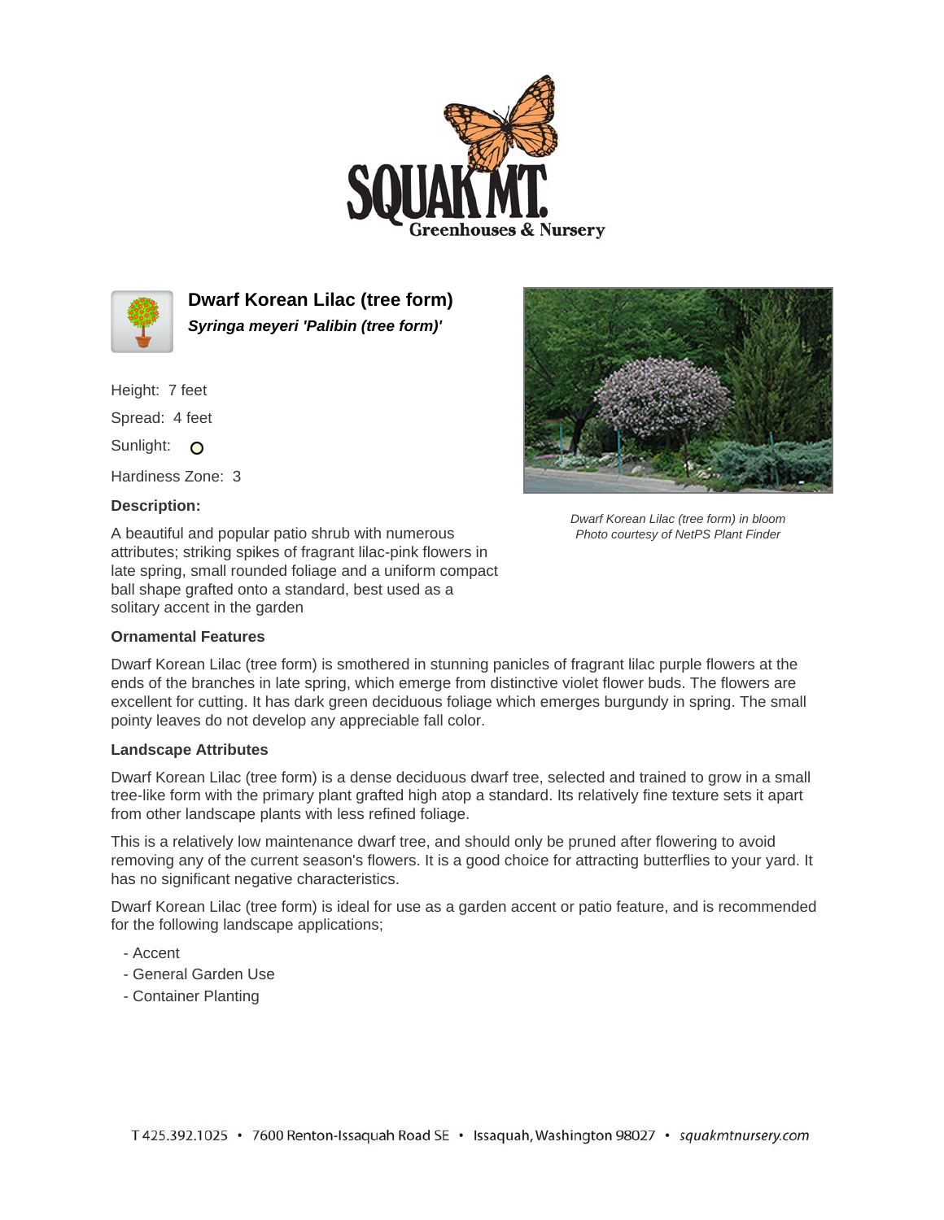# Dwarf Korean Lilac (tree form)

***Syringa meyeri 'Palibin (tree form)'***

Height: 7 feet

Spread: 4 feet

Sunlight:

Hardiness Zone: 3

**Description:**

A beautiful and popular patio shrub with numerous attributes; striking spikes of fragrant lilac-pink flowers in late spring, small rounded foliage and a uniform compact ball shape grafted onto a standard, best used as a solitary accent in the garden

*Dwarf Korean Lilac (tree form) in bloom*
*Photo courtesy of NetPS Plant Finder*

### Ornamental Features

Dwarf Korean Lilac (tree form) is smothered in stunning panicles of fragrant lilac purple flowers at the ends of the branches in late spring, which emerge from distinctive violet flower buds. The flowers are excellent for cutting. It has dark green deciduous foliage which emerges burgundy in spring. The small pointy leaves do not develop any appreciable fall color.

### Landscape Attributes

Dwarf Korean Lilac (tree form) is a dense deciduous dwarf tree, selected and trained to grow in a small tree-like form with the primary plant grafted high atop a standard. Its relatively fine texture sets it apart from other landscape plants with less refined foliage.

This is a relatively low maintenance dwarf tree, and should only be pruned after flowering to avoid removing any of the current season's flowers. It is a good choice for attracting butterflies to your yard. It has no significant negative characteristics.

Dwarf Korean Lilac (tree form) is ideal for use as a garden accent or patio feature, and is recommended for the following landscape applications;

- Accent
- General Garden Use
- Container Planting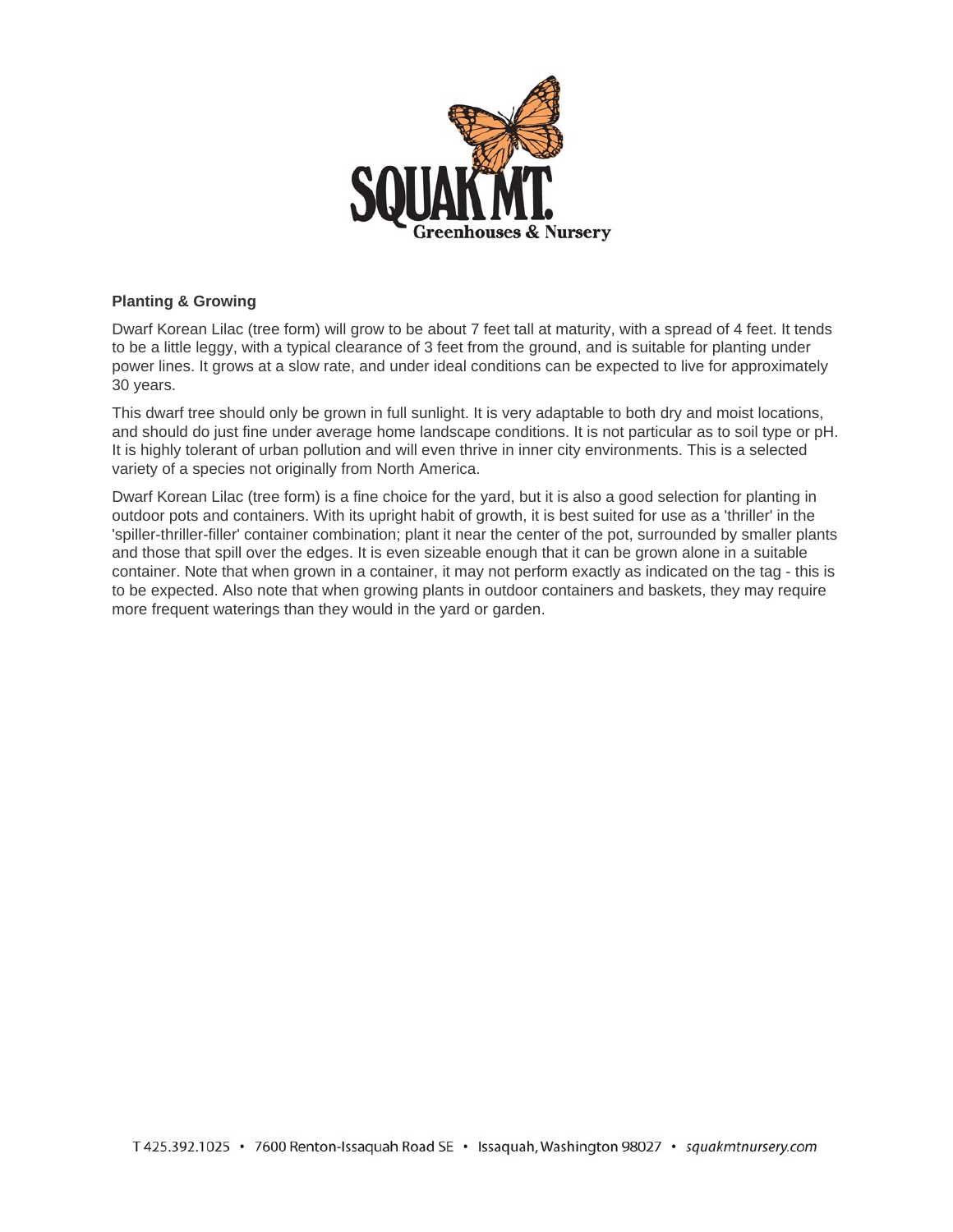**Planting & Growing**

Dwarf Korean Lilac (tree form) will grow to be about 7 feet tall at maturity, with a spread of 4 feet. It tends to be a little leggy, with a typical clearance of 3 feet from the ground, and is suitable for planting under power lines. It grows at a slow rate, and under ideal conditions can be expected to live for approximately 30 years.

This dwarf tree should only be grown in full sunlight. It is very adaptable to both dry and moist locations, and should do just fine under average home landscape conditions. It is not particular as to soil type or pH. It is highly tolerant of urban pollution and will even thrive in inner city environments. This is a selected variety of a species not originally from North America.

Dwarf Korean Lilac (tree form) is a fine choice for the yard, but it is also a good selection for planting in outdoor pots and containers. With its upright habit of growth, it is best suited for use as a 'thriller' in the 'spiller-thriller-filler' container combination; plant it near the center of the pot, surrounded by smaller plants and those that spill over the edges. It is even sizeable enough that it can be grown alone in a suitable container. Note that when grown in a container, it may not perform exactly as indicated on the tag - this is to be expected. Also note that when growing plants in outdoor containers and baskets, they may require more frequent waterings than they would in the yard or garden.